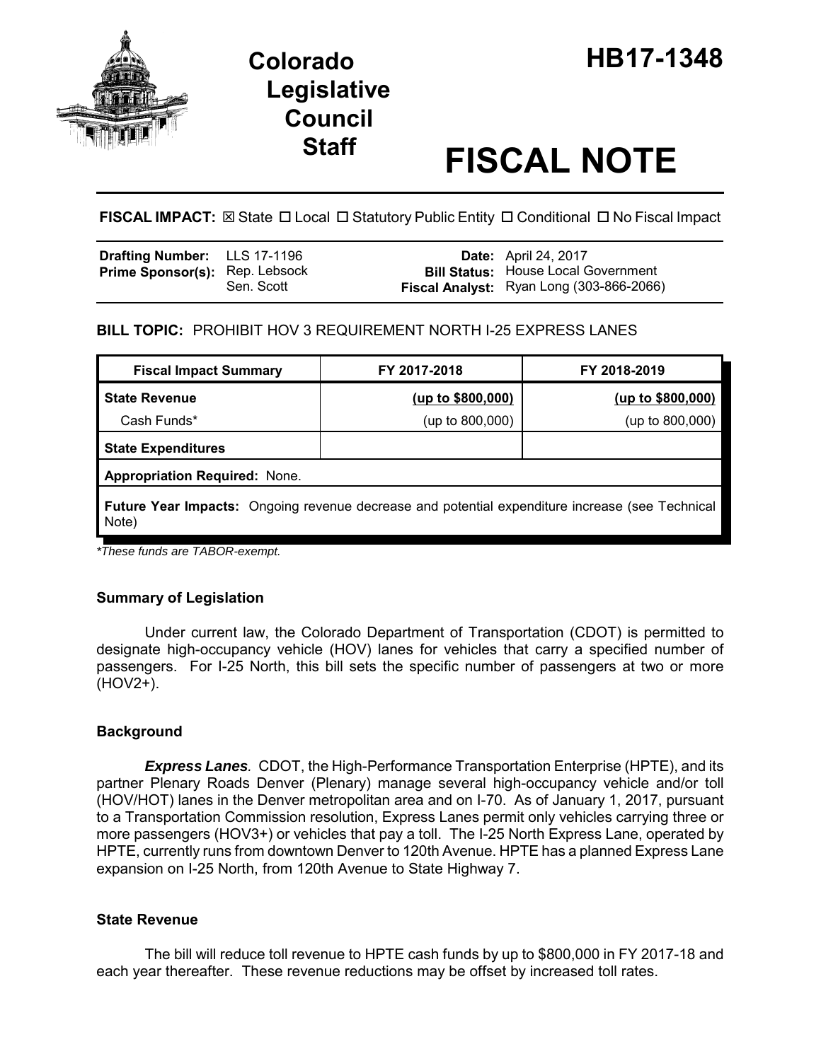# Colorado Legislative Council Staff

# HB17-1348

# FISCAL NOTE

**FISCAL IMPACT:** ☒ State ☐ Local ☐ Statutory Public Entity ☐ Conditional ☐ No Fiscal Impact

| | | | |
|---|---|---|---|
| **Drafting Number:** | LLS 17-1196 | **Date:** | April 24, 2017 |
| **Prime Sponsor(s):** | Rep. Lebsock<br>Sen. Scott | **Bill Status:** | House Local Government |
| | | **Fiscal Analyst:** | Ryan Long (303-866-2066) |

**BILL TOPIC:** PROHIBIT HOV 3 REQUIREMENT NORTH I-25 EXPRESS LANES

| Fiscal Impact Summary | FY 2017-2018 | FY 2018-2019 |
|---|---|---|
| **State Revenue** | **(up to $800,000)** | **(up to $800,000)** |
| Cash Funds* | (up to 800,000) | (up to 800,000) |
| **State Expenditures** | | |
| **Appropriation Required:** None. | | |
| **Future Year Impacts:** Ongoing revenue decrease and potential expenditure increase (see Technical Note) | | |

*These funds are TABOR-exempt.*

## Summary of Legislation

Under current law, the Colorado Department of Transportation (CDOT) is permitted to designate high-occupancy vehicle (HOV) lanes for vehicles that carry a specified number of passengers. For I-25 North, this bill sets the specific number of passengers at two or more (HOV2+).

## Background

***Express Lanes.*** CDOT, the High-Performance Transportation Enterprise (HPTE), and its partner Plenary Roads Denver (Plenary) manage several high-occupancy vehicle and/or toll (HOV/HOT) lanes in the Denver metropolitan area and on I-70. As of January 1, 2017, pursuant to a Transportation Commission resolution, Express Lanes permit only vehicles carrying three or more passengers (HOV3+) or vehicles that pay a toll. The I-25 North Express Lane, operated by HPTE, currently runs from downtown Denver to 120th Avenue. HPTE has a planned Express Lane expansion on I-25 North, from 120th Avenue to State Highway 7.

## State Revenue

The bill will reduce toll revenue to HPTE cash funds by up to $800,000 in FY 2017-18 and each year thereafter. These revenue reductions may be offset by increased toll rates.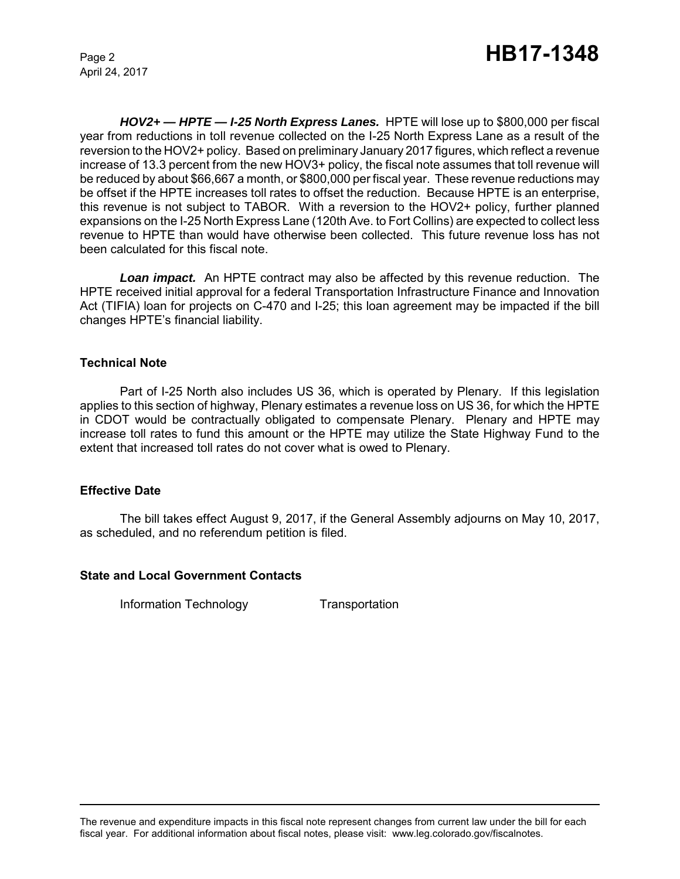***HOV2+ — HPTE — I-25 North Express Lanes.*** HPTE will lose up to $800,000 per fiscal year from reductions in toll revenue collected on the I-25 North Express Lane as a result of the reversion to the HOV2+ policy. Based on preliminary January 2017 figures, which reflect a revenue increase of 13.3 percent from the new HOV3+ policy, the fiscal note assumes that toll revenue will be reduced by about $66,667 a month, or $800,000 per fiscal year. These revenue reductions may be offset if the HPTE increases toll rates to offset the reduction. Because HPTE is an enterprise, this revenue is not subject to TABOR. With a reversion to the HOV2+ policy, further planned expansions on the I-25 North Express Lane (120th Ave. to Fort Collins) are expected to collect less revenue to HPTE than would have otherwise been collected. This future revenue loss has not been calculated for this fiscal note.

***Loan impact.*** An HPTE contract may also be affected by this revenue reduction. The HPTE received initial approval for a federal Transportation Infrastructure Finance and Innovation Act (TIFIA) loan for projects on C-470 and I-25; this loan agreement may be impacted if the bill changes HPTE's financial liability.

**Technical Note**

Part of I-25 North also includes US 36, which is operated by Plenary. If this legislation applies to this section of highway, Plenary estimates a revenue loss on US 36, for which the HPTE in CDOT would be contractually obligated to compensate Plenary. Plenary and HPTE may increase toll rates to fund this amount or the HPTE may utilize the State Highway Fund to the extent that increased toll rates do not cover what is owed to Plenary.

**Effective Date**

The bill takes effect August 9, 2017, if the General Assembly adjourns on May 10, 2017, as scheduled, and no referendum petition is filed.

**State and Local Government Contacts**

Information Technology     Transportation

The revenue and expenditure impacts in this fiscal note represent changes from current law under the bill for each fiscal year. For additional information about fiscal notes, please visit: www.leg.colorado.gov/fiscalnotes.